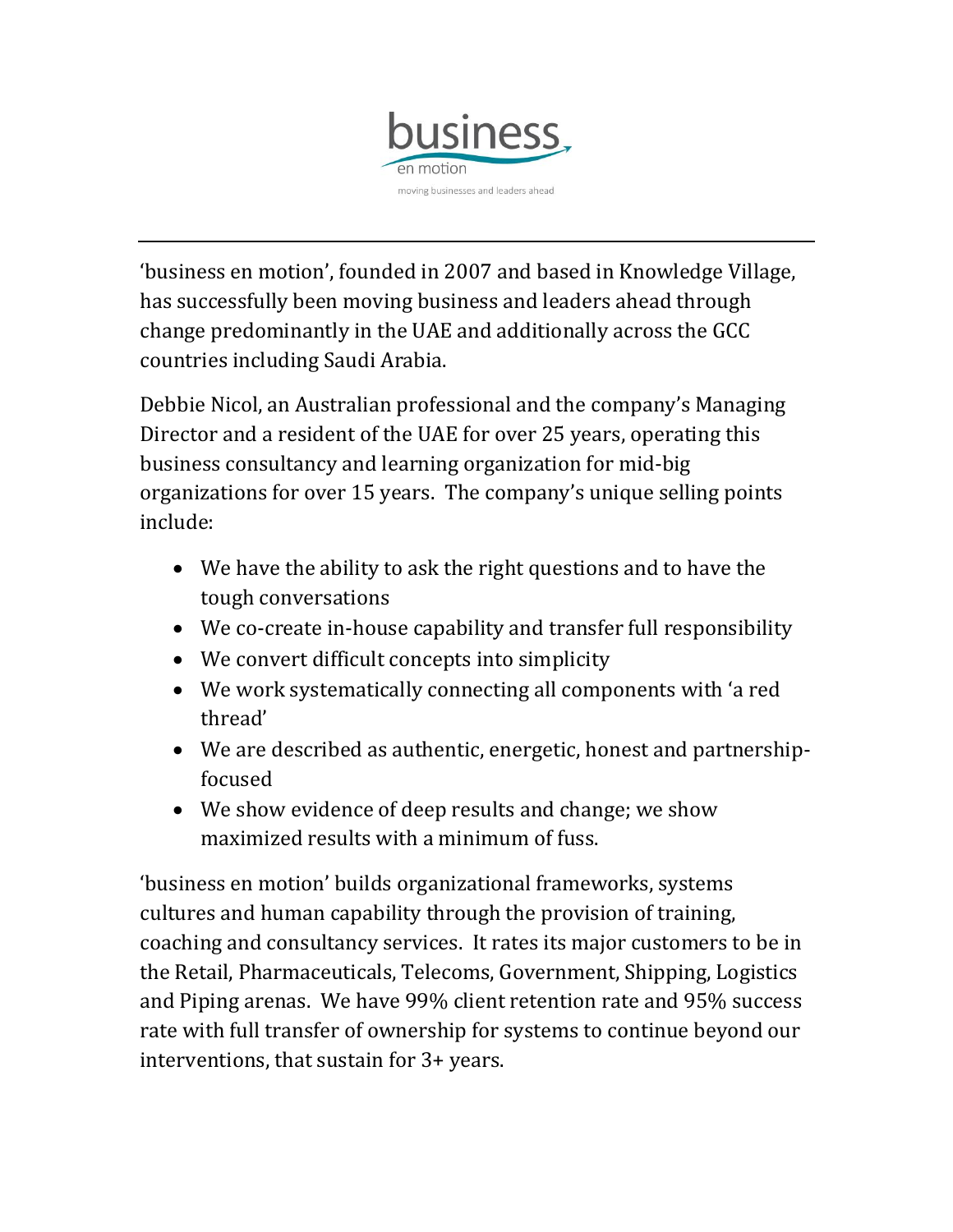business
en motion
moving businesses and leaders ahead

---

'business en motion', founded in 2007 and based in Knowledge Village, has successfully been moving business and leaders ahead through change predominantly in the UAE and additionally across the GCC countries including Saudi Arabia.

Debbie Nicol, an Australian professional and the company's Managing Director and a resident of the UAE for over 25 years, operating this business consultancy and learning organization for mid-big organizations for over 15 years. The company's unique selling points include:

- We have the ability to ask the right questions and to have the tough conversations
- We co-create in-house capability and transfer full responsibility
- We convert difficult concepts into simplicity
- We work systematically connecting all components with 'a red thread'
- We are described as authentic, energetic, honest and partnership-focused
- We show evidence of deep results and change; we show maximized results with a minimum of fuss.

'business en motion' builds organizational frameworks, systems cultures and human capability through the provision of training, coaching and consultancy services. It rates its major customers to be in the Retail, Pharmaceuticals, Telecoms, Government, Shipping, Logistics and Piping arenas. We have 99% client retention rate and 95% success rate with full transfer of ownership for systems to continue beyond our interventions, that sustain for 3+ years.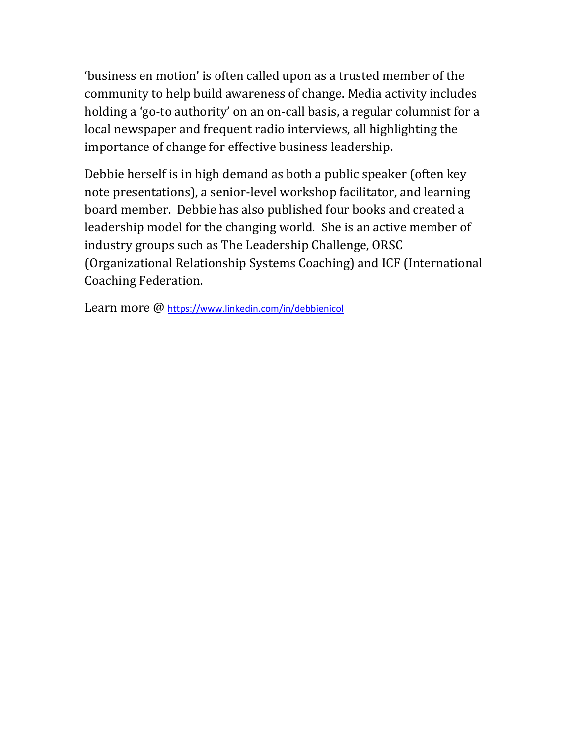'business en motion' is often called upon as a trusted member of the community to help build awareness of change. Media activity includes holding a 'go-to authority' on an on-call basis, a regular columnist for a local newspaper and frequent radio interviews, all highlighting the importance of change for effective business leadership.

Debbie herself is in high demand as both a public speaker (often key note presentations), a senior-level workshop facilitator, and learning board member. Debbie has also published four books and created a leadership model for the changing world. She is an active member of industry groups such as The Leadership Challenge, ORSC (Organizational Relationship Systems Coaching) and ICF (International Coaching Federation.

Learn more @ https://www.linkedin.com/in/debbienicol